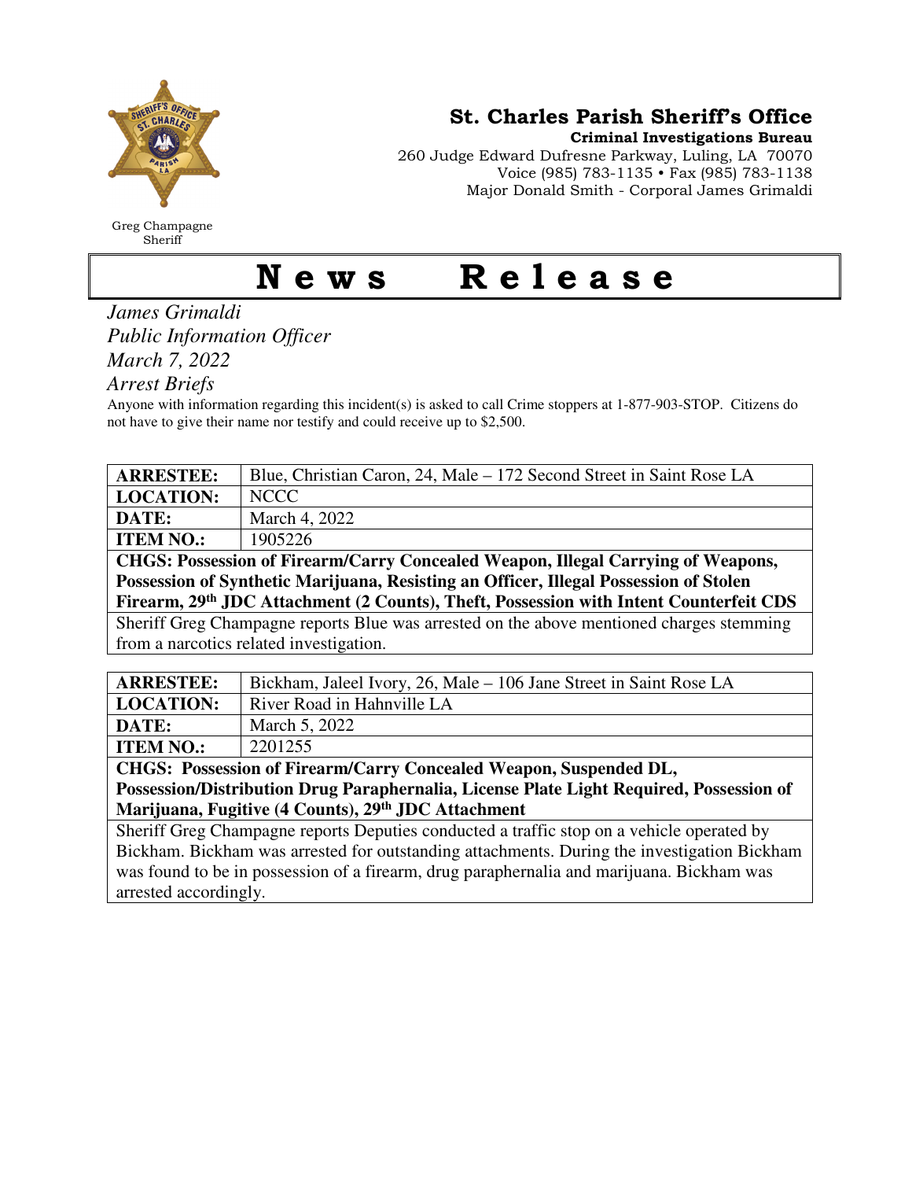Greg Champagne
Sheriff

**St. Charles Parish Sheriff's Office**
**Criminal Investigations Bureau**
260 Judge Edward Dufresne Parkway, Luling, LA 70070
Voice (985) 783-1135 • Fax (985) 783-1138
Major Donald Smith - Corporal James Grimaldi

# News Release

*James Grimaldi*
*Public Information Officer*
*March 7, 2022*
*Arrest Briefs*

Anyone with information regarding this incident(s) is asked to call Crime stoppers at 1-877-903-STOP. Citizens do not have to give their name nor testify and could receive up to $2,500.

| **ARRESTEE:** | Blue, Christian Caron, 24, Male – 172 Second Street in Saint Rose LA |
|---|---|
| **LOCATION:** | NCCC |
| **DATE:** | March 4, 2022 |
| **ITEM NO.:** | 1905226 |
| **CHGS: Possession of Firearm/Carry Concealed Weapon, Illegal Carrying of Weapons, Possession of Synthetic Marijuana, Resisting an Officer, Illegal Possession of Stolen Firearm, 29th JDC Attachment (2 Counts), Theft, Possession with Intent Counterfeit CDS** | |
| Sheriff Greg Champagne reports Blue was arrested on the above mentioned charges stemming from a narcotics related investigation. | |

| **ARRESTEE:** | Bickham, Jaleel Ivory, 26, Male – 106 Jane Street in Saint Rose LA |
|---|---|
| **LOCATION:** | River Road in Hahnville LA |
| **DATE:** | March 5, 2022 |
| **ITEM NO.:** | 2201255 |
| **CHGS: Possession of Firearm/Carry Concealed Weapon, Suspended DL, Possession/Distribution Drug Paraphernalia, License Plate Light Required, Possession of Marijuana, Fugitive (4 Counts), 29th JDC Attachment** | |
| Sheriff Greg Champagne reports Deputies conducted a traffic stop on a vehicle operated by Bickham. Bickham was arrested for outstanding attachments. During the investigation Bickham was found to be in possession of a firearm, drug paraphernalia and marijuana. Bickham was arrested accordingly. | |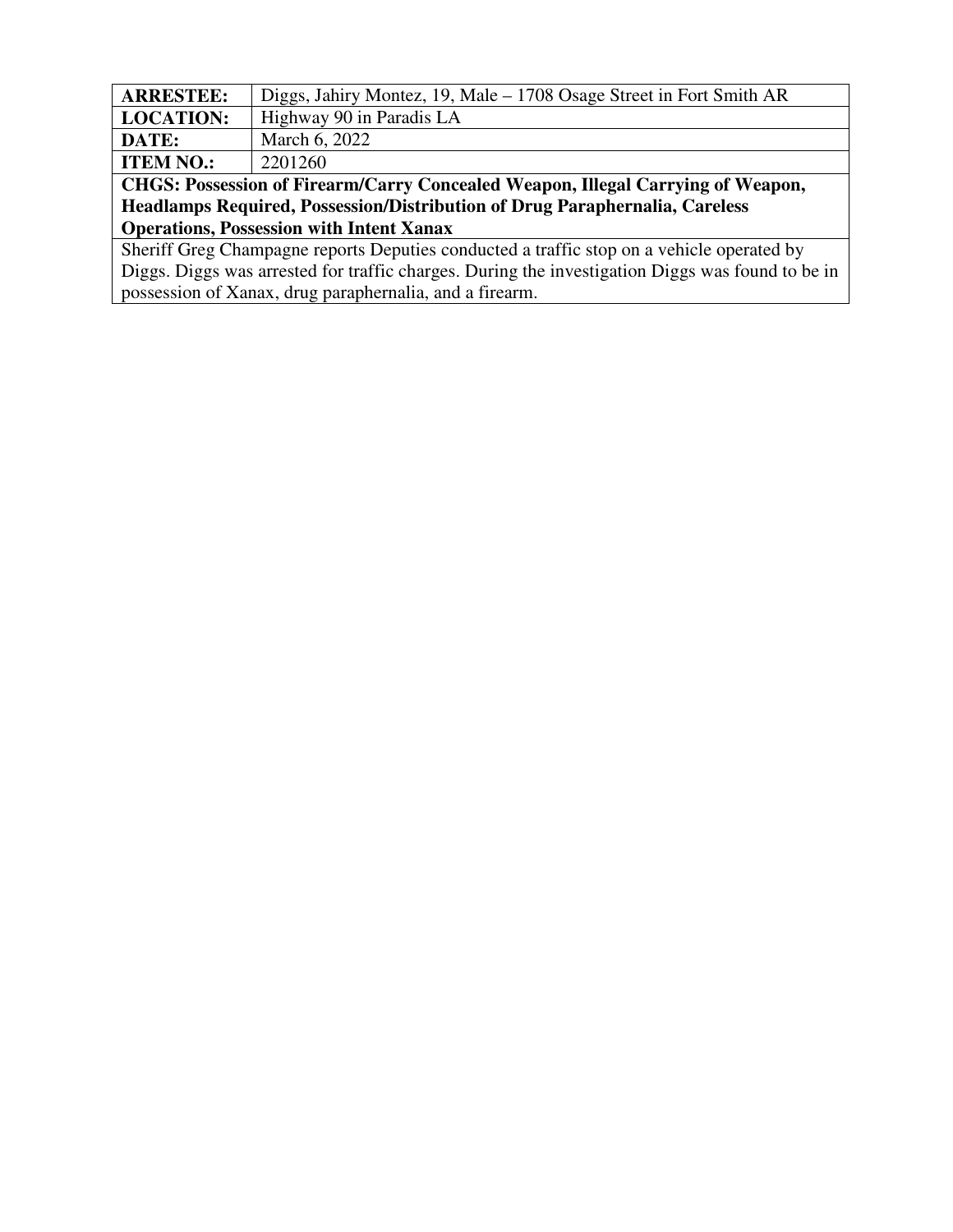| | |
|---|---|
| **ARRESTEE:** | Diggs, Jahiry Montez, 19, Male – 1708 Osage Street in Fort Smith AR |
| **LOCATION:** | Highway 90 in Paradis LA |
| **DATE:** | March 6, 2022 |
| **ITEM NO.:** | 2201260 |
| **CHGS: Possession of Firearm/Carry Concealed Weapon, Illegal Carrying of Weapon, Headlamps Required, Possession/Distribution of Drug Paraphernalia, Careless Operations, Possession with Intent Xanax** | |
| Sheriff Greg Champagne reports Deputies conducted a traffic stop on a vehicle operated by Diggs. Diggs was arrested for traffic charges. During the investigation Diggs was found to be in possession of Xanax, drug paraphernalia, and a firearm. | |